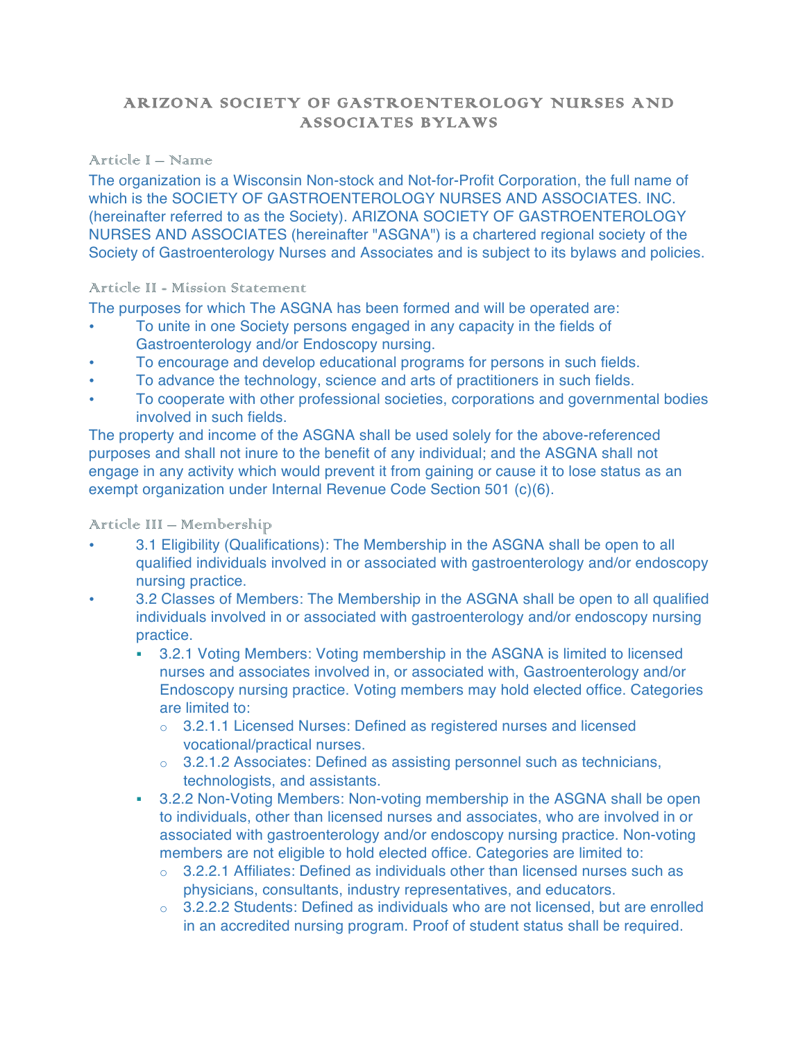# ARIZONA SOCIETY OF GASTROENTEROLOGY NURSES AND ASSOCIATES BYLAWS

## Article I – Name

The organization is a Wisconsin Non-stock and Not-for-Profit Corporation, the full name of which is the SOCIETY OF GASTROENTEROLOGY NURSES AND ASSOCIATES. INC. (hereinafter referred to as the Society). ARIZONA SOCIETY OF GASTROENTEROLOGY NURSES AND ASSOCIATES (hereinafter "ASGNA") is a chartered regional society of the Society of Gastroenterology Nurses and Associates and is subject to its bylaws and policies.

## Article II - Mission Statement

The purposes for which The ASGNA has been formed and will be operated are:

- To unite in one Society persons engaged in any capacity in the fields of Gastroenterology and/or Endoscopy nursing.
- To encourage and develop educational programs for persons in such fields.
- To advance the technology, science and arts of practitioners in such fields.
- To cooperate with other professional societies, corporations and governmental bodies involved in such fields.

The property and income of the ASGNA shall be used solely for the above-referenced purposes and shall not inure to the benefit of any individual; and the ASGNA shall not engage in any activity which would prevent it from gaining or cause it to lose status as an exempt organization under Internal Revenue Code Section 501 (c)(6).

## Article III – Membership

- 3.1 Eligibility (Qualifications): The Membership in the ASGNA shall be open to all qualified individuals involved in or associated with gastroenterology and/or endoscopy nursing practice.
- 3.2 Classes of Members: The Membership in the ASGNA shall be open to all qualified individuals involved in or associated with gastroenterology and/or endoscopy nursing practice.
  - 3.2.1 Voting Members: Voting membership in the ASGNA is limited to licensed nurses and associates involved in, or associated with, Gastroenterology and/or Endoscopy nursing practice. Voting members may hold elected office. Categories are limited to:
    - 3.2.1.1 Licensed Nurses: Defined as registered nurses and licensed vocational/practical nurses.
    - 3.2.1.2 Associates: Defined as assisting personnel such as technicians, technologists, and assistants.
  - 3.2.2 Non-Voting Members: Non-voting membership in the ASGNA shall be open to individuals, other than licensed nurses and associates, who are involved in or associated with gastroenterology and/or endoscopy nursing practice. Non-voting members are not eligible to hold elected office. Categories are limited to:
    - 3.2.2.1 Affiliates: Defined as individuals other than licensed nurses such as physicians, consultants, industry representatives, and educators.
    - 3.2.2.2 Students: Defined as individuals who are not licensed, but are enrolled in an accredited nursing program. Proof of student status shall be required.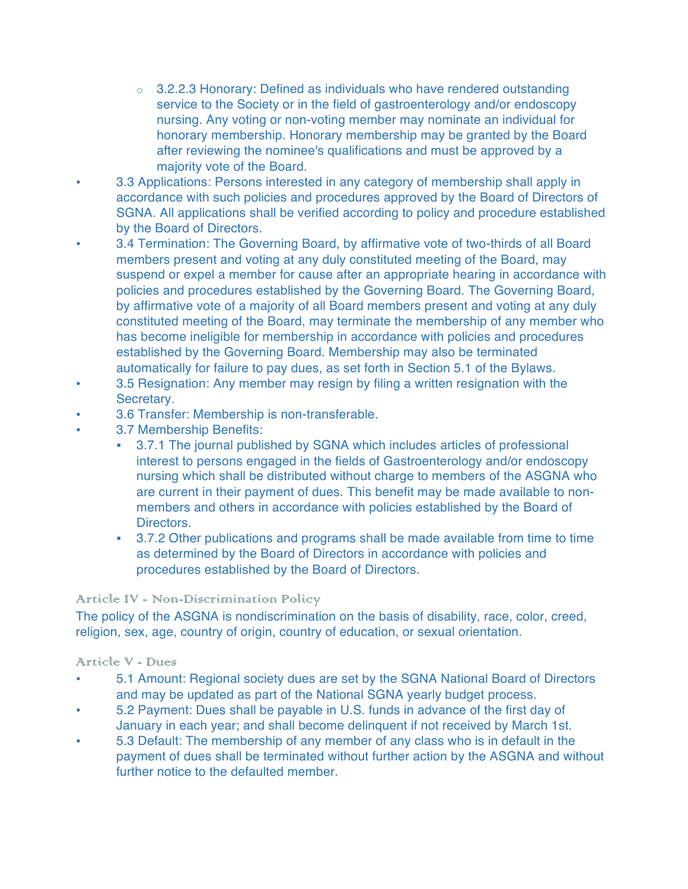- 3.2.2.3 Honorary: Defined as individuals who have rendered outstanding service to the Society or in the field of gastroenterology and/or endoscopy nursing. Any voting or non-voting member may nominate an individual for honorary membership. Honorary membership may be granted by the Board after reviewing the nominee's qualifications and must be approved by a majority vote of the Board.

- 3.3 Applications: Persons interested in any category of membership shall apply in accordance with such policies and procedures approved by the Board of Directors of SGNA. All applications shall be verified according to policy and procedure established by the Board of Directors.
- 3.4 Termination: The Governing Board, by affirmative vote of two-thirds of all Board members present and voting at any duly constituted meeting of the Board, may suspend or expel a member for cause after an appropriate hearing in accordance with policies and procedures established by the Governing Board. The Governing Board, by affirmative vote of a majority of all Board members present and voting at any duly constituted meeting of the Board, may terminate the membership of any member who has become ineligible for membership in accordance with policies and procedures established by the Governing Board. Membership may also be terminated automatically for failure to pay dues, as set forth in Section 5.1 of the Bylaws.
- 3.5 Resignation: Any member may resign by filing a written resignation with the Secretary.
- 3.6 Transfer: Membership is non-transferable.
- 3.7 Membership Benefits:
  - 3.7.1 The journal published by SGNA which includes articles of professional interest to persons engaged in the fields of Gastroenterology and/or endoscopy nursing which shall be distributed without charge to members of the ASGNA who are current in their payment of dues. This benefit may be made available to non-members and others in accordance with policies established by the Board of Directors.
  - 3.7.2 Other publications and programs shall be made available from time to time as determined by the Board of Directors in accordance with policies and procedures established by the Board of Directors.

## Article IV - Non-Discrimination Policy

The policy of the ASGNA is nondiscrimination on the basis of disability, race, color, creed, religion, sex, age, country of origin, country of education, or sexual orientation.

## Article V - Dues

- 5.1 Amount: Regional society dues are set by the SGNA National Board of Directors and may be updated as part of the National SGNA yearly budget process.
- 5.2 Payment: Dues shall be payable in U.S. funds in advance of the first day of January in each year; and shall become delinquent if not received by March 1st.
- 5.3 Default: The membership of any member of any class who is in default in the payment of dues shall be terminated without further action by the ASGNA and without further notice to the defaulted member.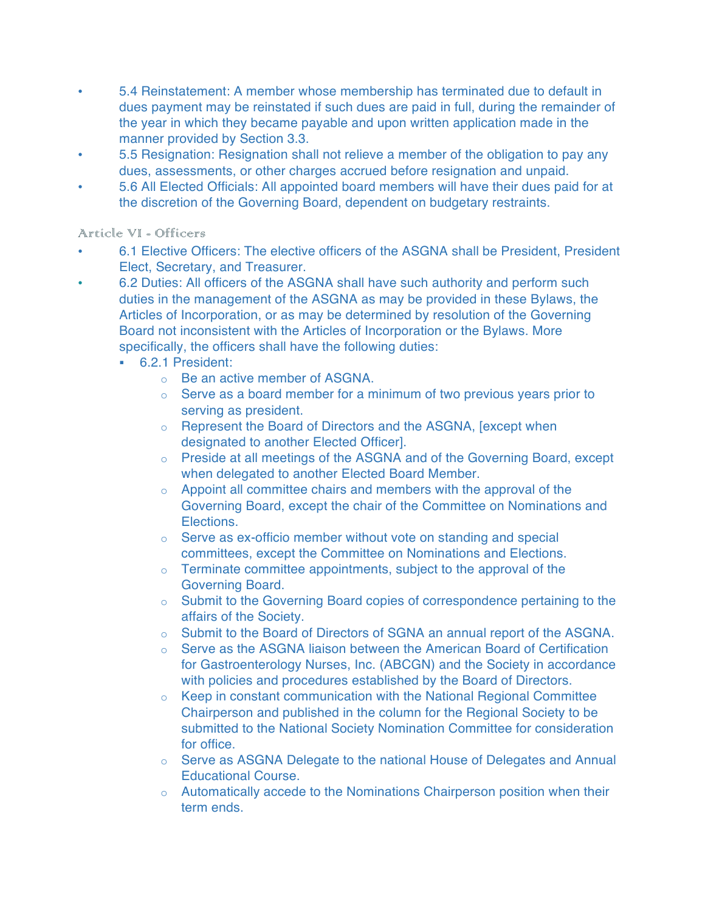- 5.4 Reinstatement: A member whose membership has terminated due to default in dues payment may be reinstated if such dues are paid in full, during the remainder of the year in which they became payable and upon written application made in the manner provided by Section 3.3.
- 5.5 Resignation: Resignation shall not relieve a member of the obligation to pay any dues, assessments, or other charges accrued before resignation and unpaid.
- 5.6 All Elected Officials: All appointed board members will have their dues paid for at the discretion of the Governing Board, dependent on budgetary restraints.

## Article VI - Officers

- 6.1 Elective Officers: The elective officers of the ASGNA shall be President, President Elect, Secretary, and Treasurer.
- 6.2 Duties: All officers of the ASGNA shall have such authority and perform such duties in the management of the ASGNA as may be provided in these Bylaws, the Articles of Incorporation, or as may be determined by resolution of the Governing Board not inconsistent with the Articles of Incorporation or the Bylaws. More specifically, the officers shall have the following duties:
  - 6.2.1 President:
    - Be an active member of ASGNA.
    - Serve as a board member for a minimum of two previous years prior to serving as president.
    - Represent the Board of Directors and the ASGNA, [except when designated to another Elected Officer].
    - Preside at all meetings of the ASGNA and of the Governing Board, except when delegated to another Elected Board Member.
    - Appoint all committee chairs and members with the approval of the Governing Board, except the chair of the Committee on Nominations and Elections.
    - Serve as ex-officio member without vote on standing and special committees, except the Committee on Nominations and Elections.
    - Terminate committee appointments, subject to the approval of the Governing Board.
    - Submit to the Governing Board copies of correspondence pertaining to the affairs of the Society.
    - Submit to the Board of Directors of SGNA an annual report of the ASGNA.
    - Serve as the ASGNA liaison between the American Board of Certification for Gastroenterology Nurses, Inc. (ABCGN) and the Society in accordance with policies and procedures established by the Board of Directors.
    - Keep in constant communication with the National Regional Committee Chairperson and published in the column for the Regional Society to be submitted to the National Society Nomination Committee for consideration for office.
    - Serve as ASGNA Delegate to the national House of Delegates and Annual Educational Course.
    - Automatically accede to the Nominations Chairperson position when their term ends.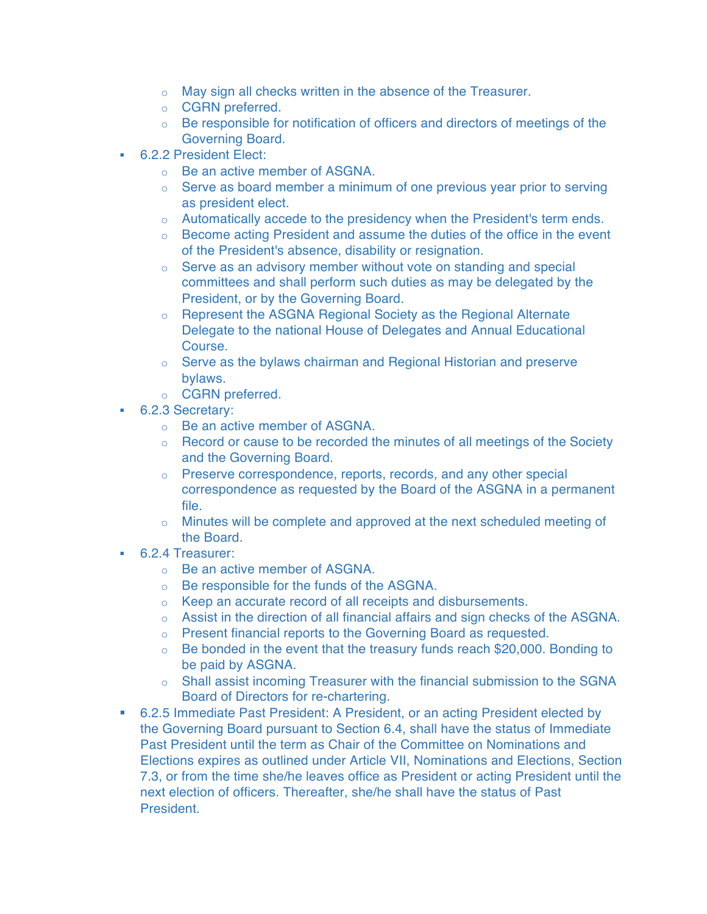- May sign all checks written in the absence of the Treasurer.
  - CGRN preferred.
  - Be responsible for notification of officers and directors of meetings of the Governing Board.
- 6.2.2 President Elect:
  - Be an active member of ASGNA.
  - Serve as board member a minimum of one previous year prior to serving as president elect.
  - Automatically accede to the presidency when the President's term ends.
  - Become acting President and assume the duties of the office in the event of the President's absence, disability or resignation.
  - Serve as an advisory member without vote on standing and special committees and shall perform such duties as may be delegated by the President, or by the Governing Board.
  - Represent the ASGNA Regional Society as the Regional Alternate Delegate to the national House of Delegates and Annual Educational Course.
  - Serve as the bylaws chairman and Regional Historian and preserve bylaws.
  - CGRN preferred.
- 6.2.3 Secretary:
  - Be an active member of ASGNA.
  - Record or cause to be recorded the minutes of all meetings of the Society and the Governing Board.
  - Preserve correspondence, reports, records, and any other special correspondence as requested by the Board of the ASGNA in a permanent file.
  - Minutes will be complete and approved at the next scheduled meeting of the Board.
- 6.2.4 Treasurer:
  - Be an active member of ASGNA.
  - Be responsible for the funds of the ASGNA.
  - Keep an accurate record of all receipts and disbursements.
  - Assist in the direction of all financial affairs and sign checks of the ASGNA.
  - Present financial reports to the Governing Board as requested.
  - Be bonded in the event that the treasury funds reach $20,000. Bonding to be paid by ASGNA.
  - Shall assist incoming Treasurer with the financial submission to the SGNA Board of Directors for re-chartering.
- 6.2.5 Immediate Past President: A President, or an acting President elected by the Governing Board pursuant to Section 6.4, shall have the status of Immediate Past President until the term as Chair of the Committee on Nominations and Elections expires as outlined under Article VII, Nominations and Elections, Section 7.3, or from the time she/he leaves office as President or acting President until the next election of officers. Thereafter, she/he shall have the status of Past President.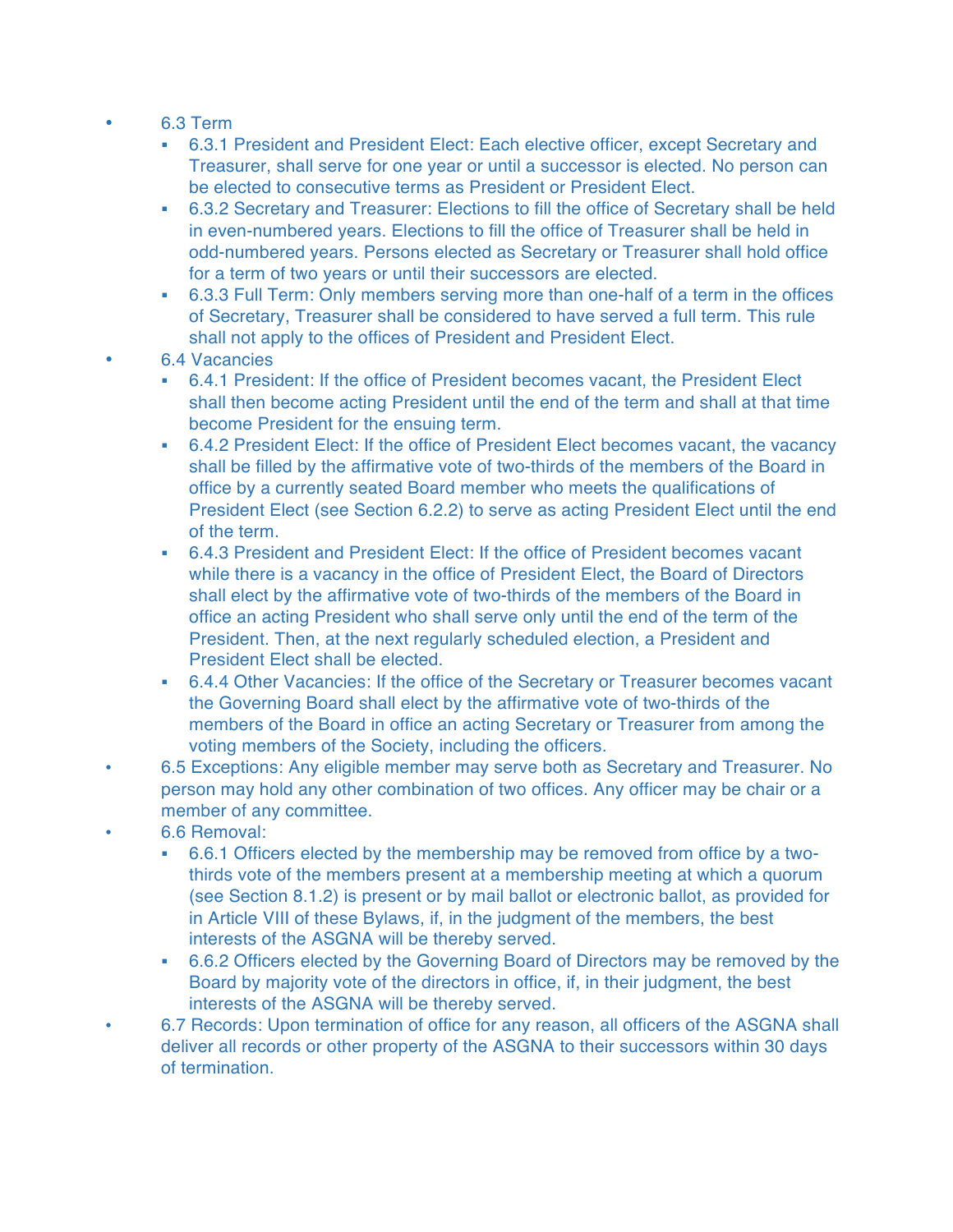- 6.3 Term
  - 6.3.1 President and President Elect: Each elective officer, except Secretary and Treasurer, shall serve for one year or until a successor is elected. No person can be elected to consecutive terms as President or President Elect.
  - 6.3.2 Secretary and Treasurer: Elections to fill the office of Secretary shall be held in even-numbered years. Elections to fill the office of Treasurer shall be held in odd-numbered years. Persons elected as Secretary or Treasurer shall hold office for a term of two years or until their successors are elected.
  - 6.3.3 Full Term: Only members serving more than one-half of a term in the offices of Secretary, Treasurer shall be considered to have served a full term. This rule shall not apply to the offices of President and President Elect.
- 6.4 Vacancies
  - 6.4.1 President: If the office of President becomes vacant, the President Elect shall then become acting President until the end of the term and shall at that time become President for the ensuing term.
  - 6.4.2 President Elect: If the office of President Elect becomes vacant, the vacancy shall be filled by the affirmative vote of two-thirds of the members of the Board in office by a currently seated Board member who meets the qualifications of President Elect (see Section 6.2.2) to serve as acting President Elect until the end of the term.
  - 6.4.3 President and President Elect: If the office of President becomes vacant while there is a vacancy in the office of President Elect, the Board of Directors shall elect by the affirmative vote of two-thirds of the members of the Board in office an acting President who shall serve only until the end of the term of the President. Then, at the next regularly scheduled election, a President and President Elect shall be elected.
  - 6.4.4 Other Vacancies: If the office of the Secretary or Treasurer becomes vacant the Governing Board shall elect by the affirmative vote of two-thirds of the members of the Board in office an acting Secretary or Treasurer from among the voting members of the Society, including the officers.
- 6.5 Exceptions: Any eligible member may serve both as Secretary and Treasurer. No person may hold any other combination of two offices. Any officer may be chair or a member of any committee.
- 6.6 Removal:
  - 6.6.1 Officers elected by the membership may be removed from office by a two-thirds vote of the members present at a membership meeting at which a quorum (see Section 8.1.2) is present or by mail ballot or electronic ballot, as provided for in Article VIII of these Bylaws, if, in the judgment of the members, the best interests of the ASGNA will be thereby served.
  - 6.6.2 Officers elected by the Governing Board of Directors may be removed by the Board by majority vote of the directors in office, if, in their judgment, the best interests of the ASGNA will be thereby served.
- 6.7 Records: Upon termination of office for any reason, all officers of the ASGNA shall deliver all records or other property of the ASGNA to their successors within 30 days of termination.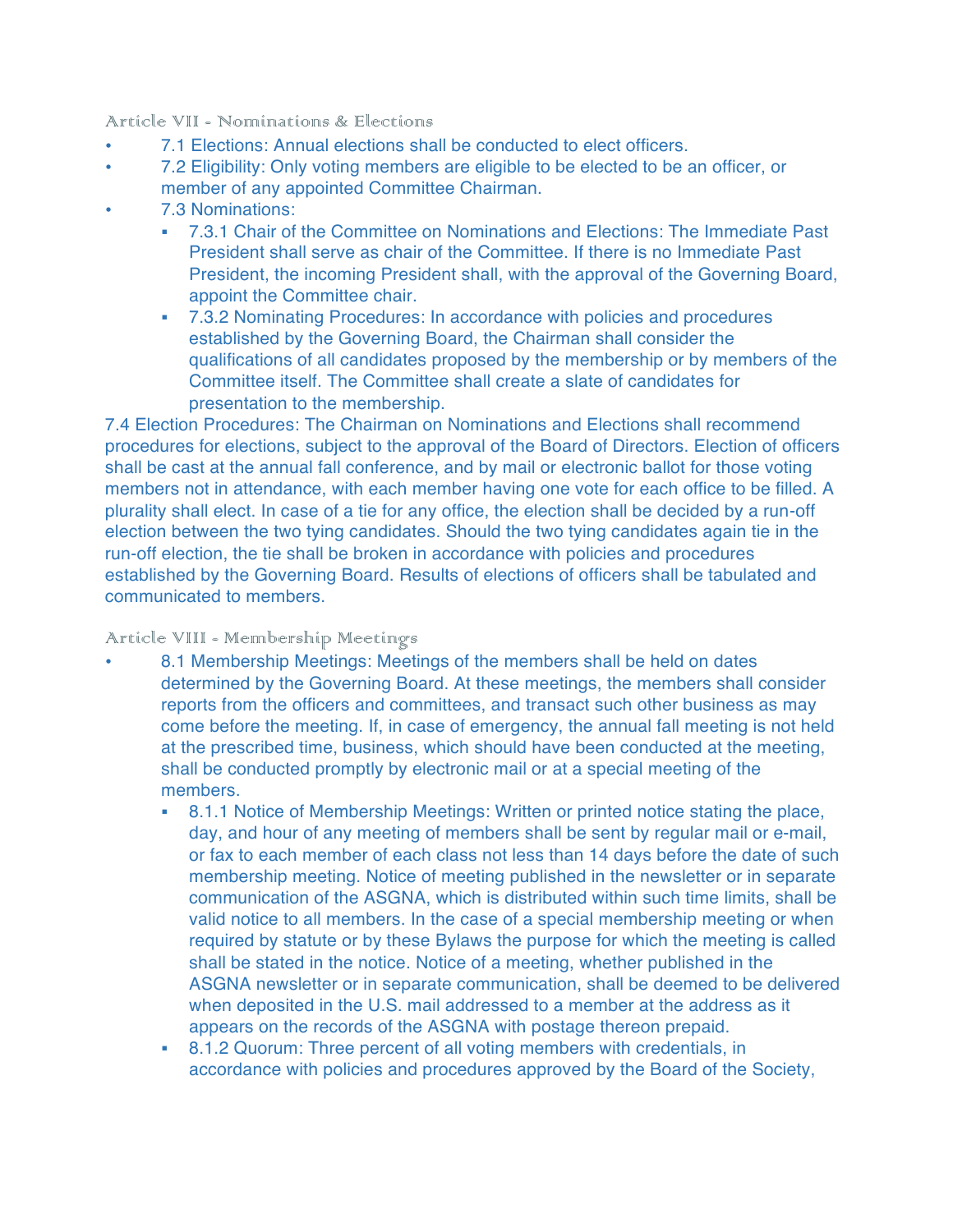### Article VII - Nominations & Elections

- 7.1 Elections: Annual elections shall be conducted to elect officers.
- 7.2 Eligibility: Only voting members are eligible to be elected to be an officer, or member of any appointed Committee Chairman.
- 7.3 Nominations:
  - 7.3.1 Chair of the Committee on Nominations and Elections: The Immediate Past President shall serve as chair of the Committee. If there is no Immediate Past President, the incoming President shall, with the approval of the Governing Board, appoint the Committee chair.
  - 7.3.2 Nominating Procedures: In accordance with policies and procedures established by the Governing Board, the Chairman shall consider the qualifications of all candidates proposed by the membership or by members of the Committee itself. The Committee shall create a slate of candidates for presentation to the membership.

7.4 Election Procedures: The Chairman on Nominations and Elections shall recommend procedures for elections, subject to the approval of the Board of Directors. Election of officers shall be cast at the annual fall conference, and by mail or electronic ballot for those voting members not in attendance, with each member having one vote for each office to be filled. A plurality shall elect. In case of a tie for any office, the election shall be decided by a run-off election between the two tying candidates. Should the two tying candidates again tie in the run-off election, the tie shall be broken in accordance with policies and procedures established by the Governing Board. Results of elections of officers shall be tabulated and communicated to members.

### Article VIII - Membership Meetings

- 8.1 Membership Meetings: Meetings of the members shall be held on dates determined by the Governing Board. At these meetings, the members shall consider reports from the officers and committees, and transact such other business as may come before the meeting. If, in case of emergency, the annual fall meeting is not held at the prescribed time, business, which should have been conducted at the meeting, shall be conducted promptly by electronic mail or at a special meeting of the members.
  - 8.1.1 Notice of Membership Meetings: Written or printed notice stating the place, day, and hour of any meeting of members shall be sent by regular mail or e-mail, or fax to each member of each class not less than 14 days before the date of such membership meeting. Notice of meeting published in the newsletter or in separate communication of the ASGNA, which is distributed within such time limits, shall be valid notice to all members. In the case of a special membership meeting or when required by statute or by these Bylaws the purpose for which the meeting is called shall be stated in the notice. Notice of a meeting, whether published in the ASGNA newsletter or in separate communication, shall be deemed to be delivered when deposited in the U.S. mail addressed to a member at the address as it appears on the records of the ASGNA with postage thereon prepaid.
  - 8.1.2 Quorum: Three percent of all voting members with credentials, in accordance with policies and procedures approved by the Board of the Society,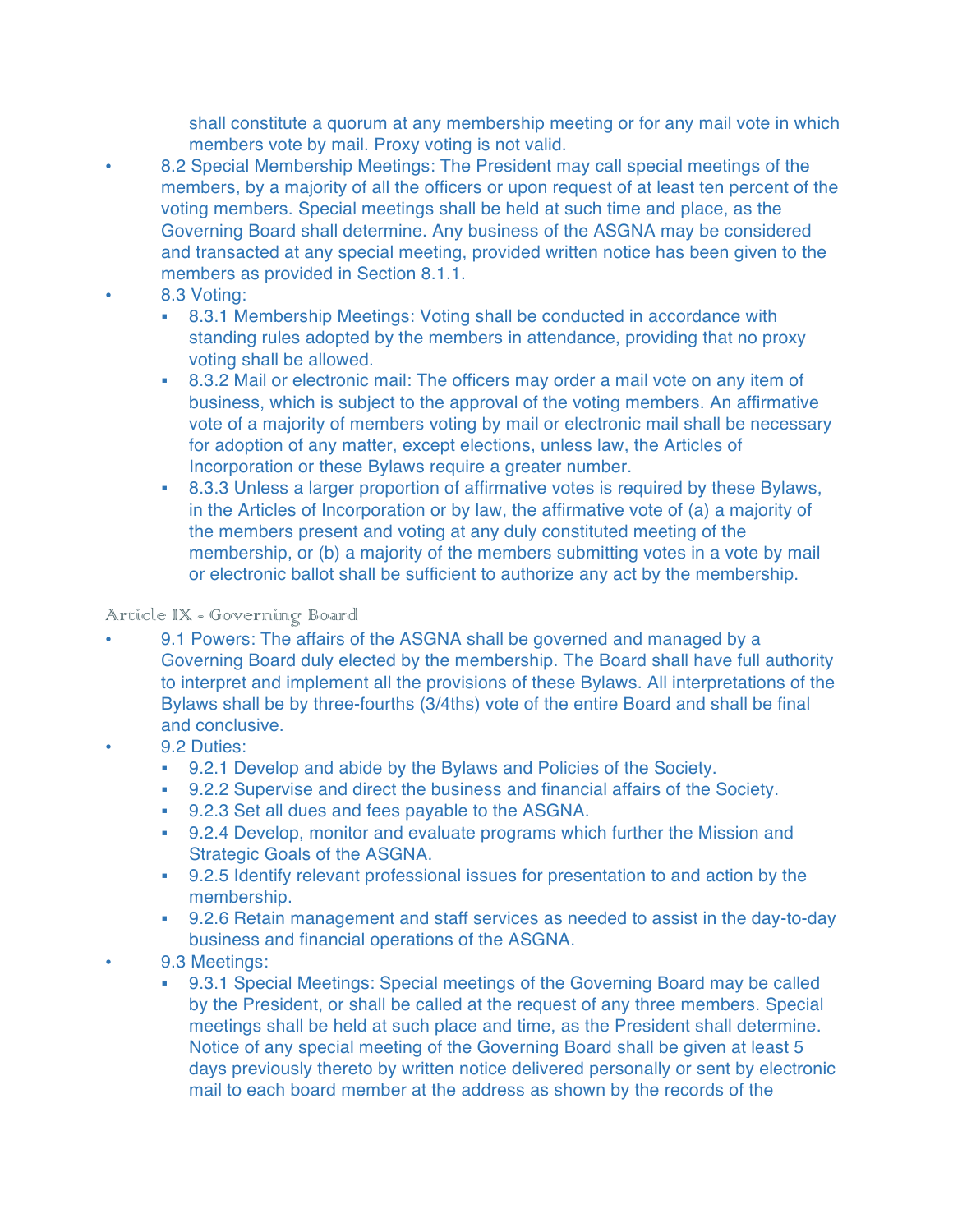shall constitute a quorum at any membership meeting or for any mail vote in which members vote by mail. Proxy voting is not valid.

- 8.2 Special Membership Meetings: The President may call special meetings of the members, by a majority of all the officers or upon request of at least ten percent of the voting members. Special meetings shall be held at such time and place, as the Governing Board shall determine. Any business of the ASGNA may be considered and transacted at any special meeting, provided written notice has been given to the members as provided in Section 8.1.1.
- 8.3 Voting:
  - 8.3.1 Membership Meetings: Voting shall be conducted in accordance with standing rules adopted by the members in attendance, providing that no proxy voting shall be allowed.
  - 8.3.2 Mail or electronic mail: The officers may order a mail vote on any item of business, which is subject to the approval of the voting members. An affirmative vote of a majority of members voting by mail or electronic mail shall be necessary for adoption of any matter, except elections, unless law, the Articles of Incorporation or these Bylaws require a greater number.
  - 8.3.3 Unless a larger proportion of affirmative votes is required by these Bylaws, in the Articles of Incorporation or by law, the affirmative vote of (a) a majority of the members present and voting at any duly constituted meeting of the membership, or (b) a majority of the members submitting votes in a vote by mail or electronic ballot shall be sufficient to authorize any act by the membership.

## Article IX - Governing Board

- 9.1 Powers: The affairs of the ASGNA shall be governed and managed by a Governing Board duly elected by the membership. The Board shall have full authority to interpret and implement all the provisions of these Bylaws. All interpretations of the Bylaws shall be by three-fourths (3/4ths) vote of the entire Board and shall be final and conclusive.
- 9.2 Duties:
  - 9.2.1 Develop and abide by the Bylaws and Policies of the Society.
  - 9.2.2 Supervise and direct the business and financial affairs of the Society.
  - 9.2.3 Set all dues and fees payable to the ASGNA.
  - 9.2.4 Develop, monitor and evaluate programs which further the Mission and Strategic Goals of the ASGNA.
  - 9.2.5 Identify relevant professional issues for presentation to and action by the membership.
  - 9.2.6 Retain management and staff services as needed to assist in the day-to-day business and financial operations of the ASGNA.
- 9.3 Meetings:
  - 9.3.1 Special Meetings: Special meetings of the Governing Board may be called by the President, or shall be called at the request of any three members. Special meetings shall be held at such place and time, as the President shall determine. Notice of any special meeting of the Governing Board shall be given at least 5 days previously thereto by written notice delivered personally or sent by electronic mail to each board member at the address as shown by the records of the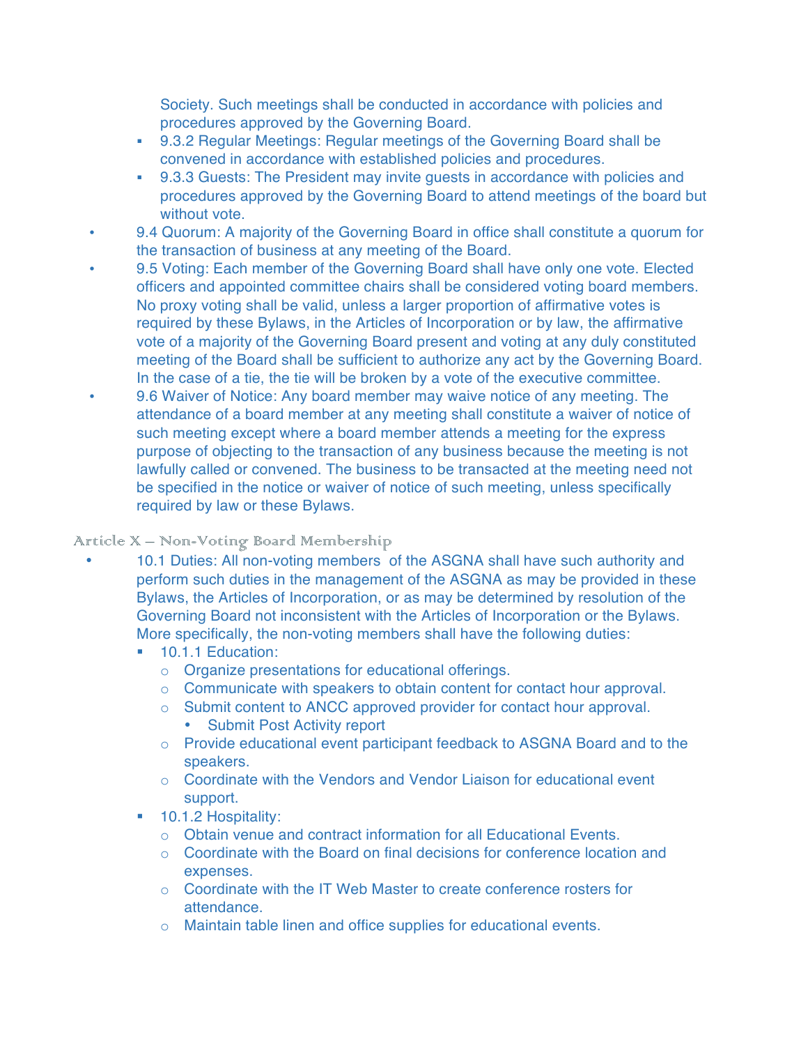Society. Such meetings shall be conducted in accordance with policies and procedures approved by the Governing Board.

- 9.3.2 Regular Meetings: Regular meetings of the Governing Board shall be convened in accordance with established policies and procedures.
- 9.3.3 Guests: The President may invite guests in accordance with policies and procedures approved by the Governing Board to attend meetings of the board but without vote.

- 9.4 Quorum: A majority of the Governing Board in office shall constitute a quorum for the transaction of business at any meeting of the Board.
- 9.5 Voting: Each member of the Governing Board shall have only one vote. Elected officers and appointed committee chairs shall be considered voting board members. No proxy voting shall be valid, unless a larger proportion of affirmative votes is required by these Bylaws, in the Articles of Incorporation or by law, the affirmative vote of a majority of the Governing Board present and voting at any duly constituted meeting of the Board shall be sufficient to authorize any act by the Governing Board. In the case of a tie, the tie will be broken by a vote of the executive committee.
- 9.6 Waiver of Notice: Any board member may waive notice of any meeting. The attendance of a board member at any meeting shall constitute a waiver of notice of such meeting except where a board member attends a meeting for the express purpose of objecting to the transaction of any business because the meeting is not lawfully called or convened. The business to be transacted at the meeting need not be specified in the notice or waiver of notice of such meeting, unless specifically required by law or these Bylaws.

## Article X – Non-Voting Board Membership

- 10.1 Duties: All non-voting members of the ASGNA shall have such authority and perform such duties in the management of the ASGNA as may be provided in these Bylaws, the Articles of Incorporation, or as may be determined by resolution of the Governing Board not inconsistent with the Articles of Incorporation or the Bylaws. More specifically, the non-voting members shall have the following duties:
  - 10.1.1 Education:
    - Organize presentations for educational offerings.
    - Communicate with speakers to obtain content for contact hour approval.
    - Submit content to ANCC approved provider for contact hour approval.
      - Submit Post Activity report
    - Provide educational event participant feedback to ASGNA Board and to the speakers.
    - Coordinate with the Vendors and Vendor Liaison for educational event support.
  - 10.1.2 Hospitality:
    - Obtain venue and contract information for all Educational Events.
    - Coordinate with the Board on final decisions for conference location and expenses.
    - Coordinate with the IT Web Master to create conference rosters for attendance.
    - Maintain table linen and office supplies for educational events.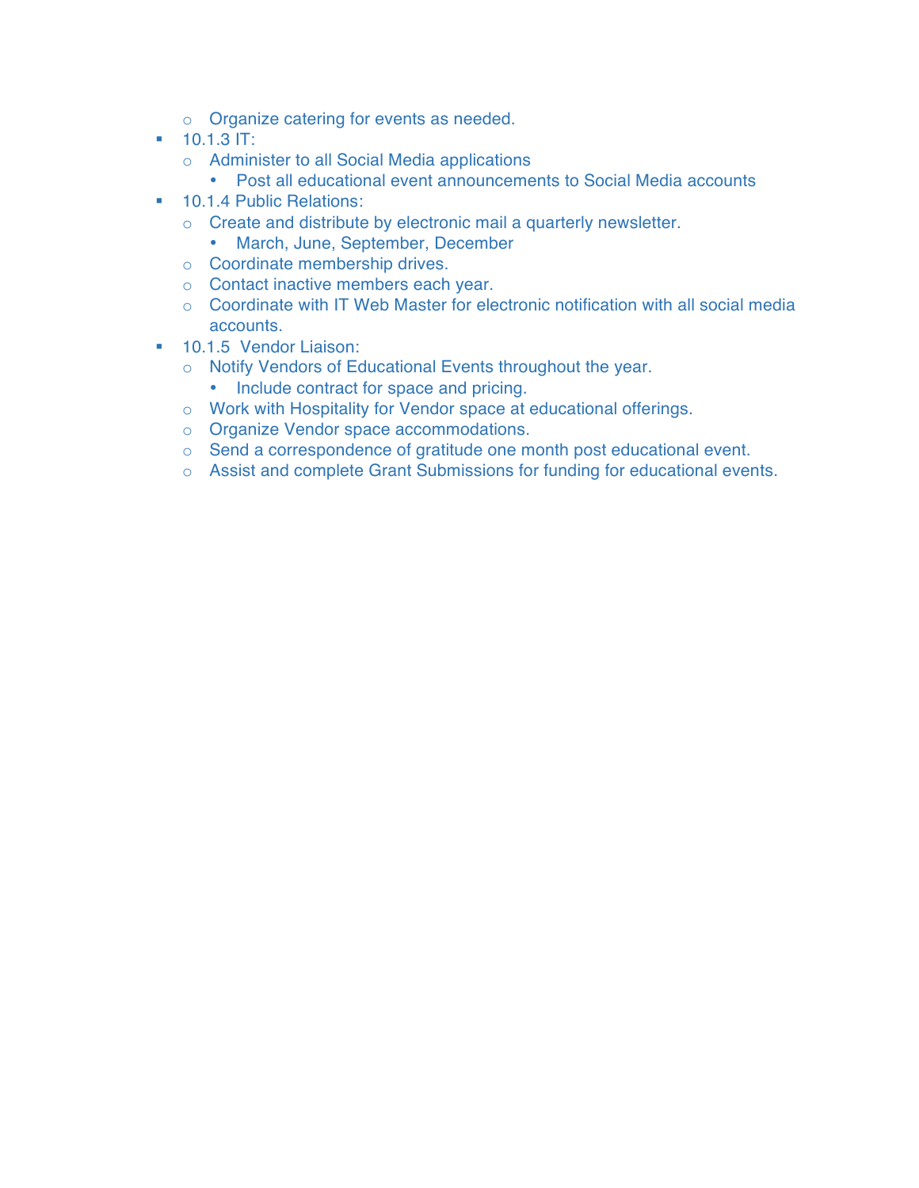- Organize catering for events as needed.
- 10.1.3 IT:
  - Administer to all Social Media applications
    - Post all educational event announcements to Social Media accounts
- 10.1.4 Public Relations:
  - Create and distribute by electronic mail a quarterly newsletter.
    - March, June, September, December
  - Coordinate membership drives.
  - Contact inactive members each year.
  - Coordinate with IT Web Master for electronic notification with all social media accounts.
- 10.1.5 Vendor Liaison:
  - Notify Vendors of Educational Events throughout the year.
    - Include contract for space and pricing.
  - Work with Hospitality for Vendor space at educational offerings.
  - Organize Vendor space accommodations.
  - Send a correspondence of gratitude one month post educational event.
  - Assist and complete Grant Submissions for funding for educational events.